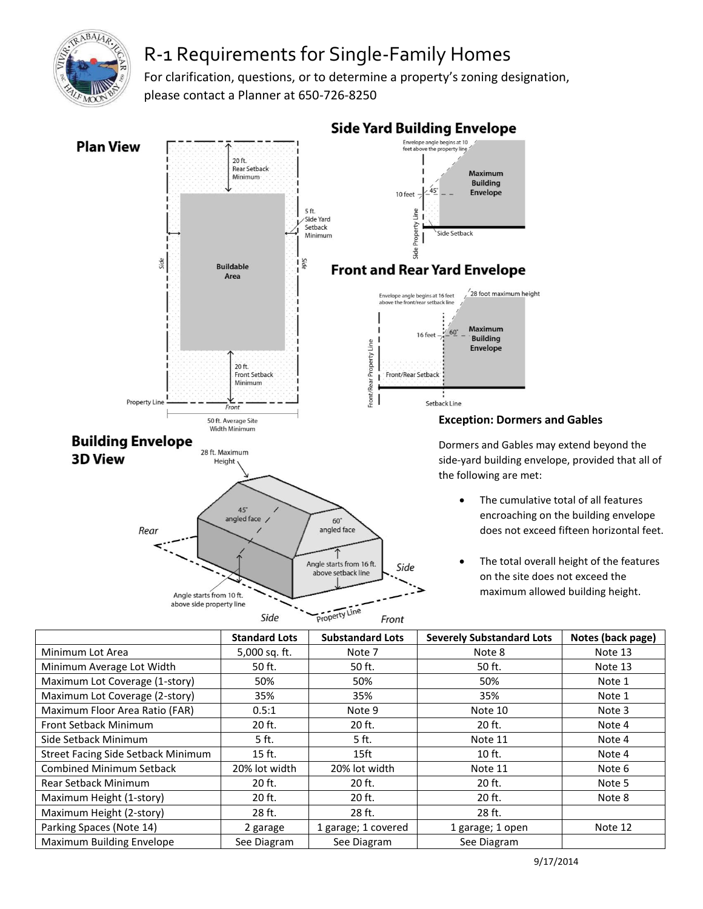# R-1 Requirements for Single-Family Homes

For clarification, questions, or to determine a property's zoning designation, please contact a Planner at 650-726-8250

## Plan View

20 ft. Rear Setback Minimum

5 ft. Side Yard Setback Minimum

Side

Buildable Area

Side

20 ft. Front Setback Minimum

Property Line

Front

50 ft. Average Site Width Minimum

## Side Yard Building Envelope

Envelope angle begins at 10 feet above the property line

10 feet

45°

Maximum Building Envelope

Side Property Line

Side Setback

## Front and Rear Yard Envelope

Envelope angle begins at 16 feet above the front/rear setback line

28 foot maximum height

16 feet

60°

Maximum Building Envelope

Front/Rear Property Line

Front/Rear Setback

Setback Line

## Building Envelope 3D View

28 ft. Maximum Height

45° angled face

60° angled face

Rear

Angle starts from 16 ft. above setback line

Side

Angle starts from 10 ft. above side property line

Side

Property Line

Front

### Exception: Dormers and Gables

Dormers and Gables may extend beyond the side-yard building envelope, provided that all of the following are met:

- The cumulative total of all features encroaching on the building envelope does not exceed fifteen horizontal feet.
- The total overall height of the features on the site does not exceed the maximum allowed building height.

| | Standard Lots | Substandard Lots | Severely Substandard Lots | Notes (back page) |
|---|---|---|---|---|
| Minimum Lot Area | 5,000 sq. ft. | Note 7 | Note 8 | Note 13 |
| Minimum Average Lot Width | 50 ft. | 50 ft. | 50 ft. | Note 13 |
| Maximum Lot Coverage (1-story) | 50% | 50% | 50% | Note 1 |
| Maximum Lot Coverage (2-story) | 35% | 35% | 35% | Note 1 |
| Maximum Floor Area Ratio (FAR) | 0.5:1 | Note 9 | Note 10 | Note 3 |
| Front Setback Minimum | 20 ft. | 20 ft. | 20 ft. | Note 4 |
| Side Setback Minimum | 5 ft. | 5 ft. | Note 11 | Note 4 |
| Street Facing Side Setback Minimum | 15 ft. | 15ft | 10 ft. | Note 4 |
| Combined Minimum Setback | 20% lot width | 20% lot width | Note 11 | Note 6 |
| Rear Setback Minimum | 20 ft. | 20 ft. | 20 ft. | Note 5 |
| Maximum Height (1-story) | 20 ft. | 20 ft. | 20 ft. | Note 8 |
| Maximum Height (2-story) | 28 ft. | 28 ft. | 28 ft. | |
| Parking Spaces (Note 14) | 2 garage | 1 garage; 1 covered | 1 garage; 1 open | Note 12 |
| Maximum Building Envelope | See Diagram | See Diagram | See Diagram | |

9/17/2014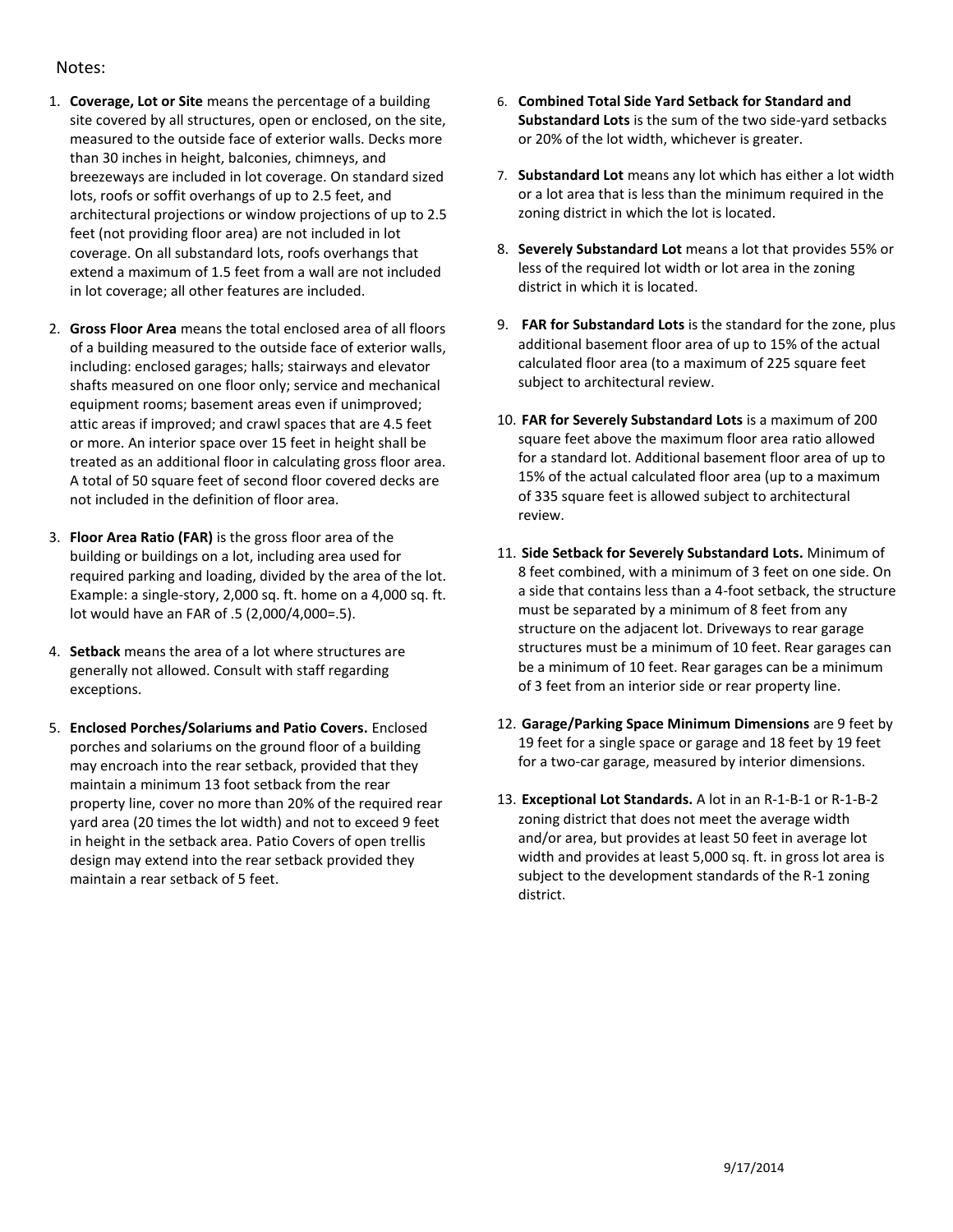Notes:

1. **Coverage, Lot or Site** means the percentage of a building site covered by all structures, open or enclosed, on the site, measured to the outside face of exterior walls. Decks more than 30 inches in height, balconies, chimneys, and breezeways are included in lot coverage. On standard sized lots, roofs or soffit overhangs of up to 2.5 feet, and architectural projections or window projections of up to 2.5 feet (not providing floor area) are not included in lot coverage. On all substandard lots, roofs overhangs that extend a maximum of 1.5 feet from a wall are not included in lot coverage; all other features are included.

2. **Gross Floor Area** means the total enclosed area of all floors of a building measured to the outside face of exterior walls, including: enclosed garages; halls; stairways and elevator shafts measured on one floor only; service and mechanical equipment rooms; basement areas even if unimproved; attic areas if improved; and crawl spaces that are 4.5 feet or more. An interior space over 15 feet in height shall be treated as an additional floor in calculating gross floor area. A total of 50 square feet of second floor covered decks are not included in the definition of floor area.

3. **Floor Area Ratio (FAR)** is the gross floor area of the building or buildings on a lot, including area used for required parking and loading, divided by the area of the lot. Example: a single-story, 2,000 sq. ft. home on a 4,000 sq. ft. lot would have an FAR of .5 (2,000/4,000=.5).

4. **Setback** means the area of a lot where structures are generally not allowed. Consult with staff regarding exceptions.

5. **Enclosed Porches/Solariums and Patio Covers.** Enclosed porches and solariums on the ground floor of a building may encroach into the rear setback, provided that they maintain a minimum 13 foot setback from the rear property line, cover no more than 20% of the required rear yard area (20 times the lot width) and not to exceed 9 feet in height in the setback area. Patio Covers of open trellis design may extend into the rear setback provided they maintain a rear setback of 5 feet.

6. **Combined Total Side Yard Setback for Standard and Substandard Lots** is the sum of the two side-yard setbacks or 20% of the lot width, whichever is greater.

7. **Substandard Lot** means any lot which has either a lot width or a lot area that is less than the minimum required in the zoning district in which the lot is located.

8. **Severely Substandard Lot** means a lot that provides 55% or less of the required lot width or lot area in the zoning district in which it is located.

9. **FAR for Substandard Lots** is the standard for the zone, plus additional basement floor area of up to 15% of the actual calculated floor area (to a maximum of 225 square feet subject to architectural review.

10. **FAR for Severely Substandard Lots** is a maximum of 200 square feet above the maximum floor area ratio allowed for a standard lot. Additional basement floor area of up to 15% of the actual calculated floor area (up to a maximum of 335 square feet is allowed subject to architectural review.

11. **Side Setback for Severely Substandard Lots.** Minimum of 8 feet combined, with a minimum of 3 feet on one side. On a side that contains less than a 4-foot setback, the structure must be separated by a minimum of 8 feet from any structure on the adjacent lot. Driveways to rear garage structures must be a minimum of 10 feet. Rear garages can be a minimum of 10 feet. Rear garages can be a minimum of 3 feet from an interior side or rear property line.

12. **Garage/Parking Space Minimum Dimensions** are 9 feet by 19 feet for a single space or garage and 18 feet by 19 feet for a two-car garage, measured by interior dimensions.

13. **Exceptional Lot Standards.** A lot in an R-1-B-1 or R-1-B-2 zoning district that does not meet the average width and/or area, but provides at least 50 feet in average lot width and provides at least 5,000 sq. ft. in gross lot area is subject to the development standards of the R-1 zoning district.

9/17/2014